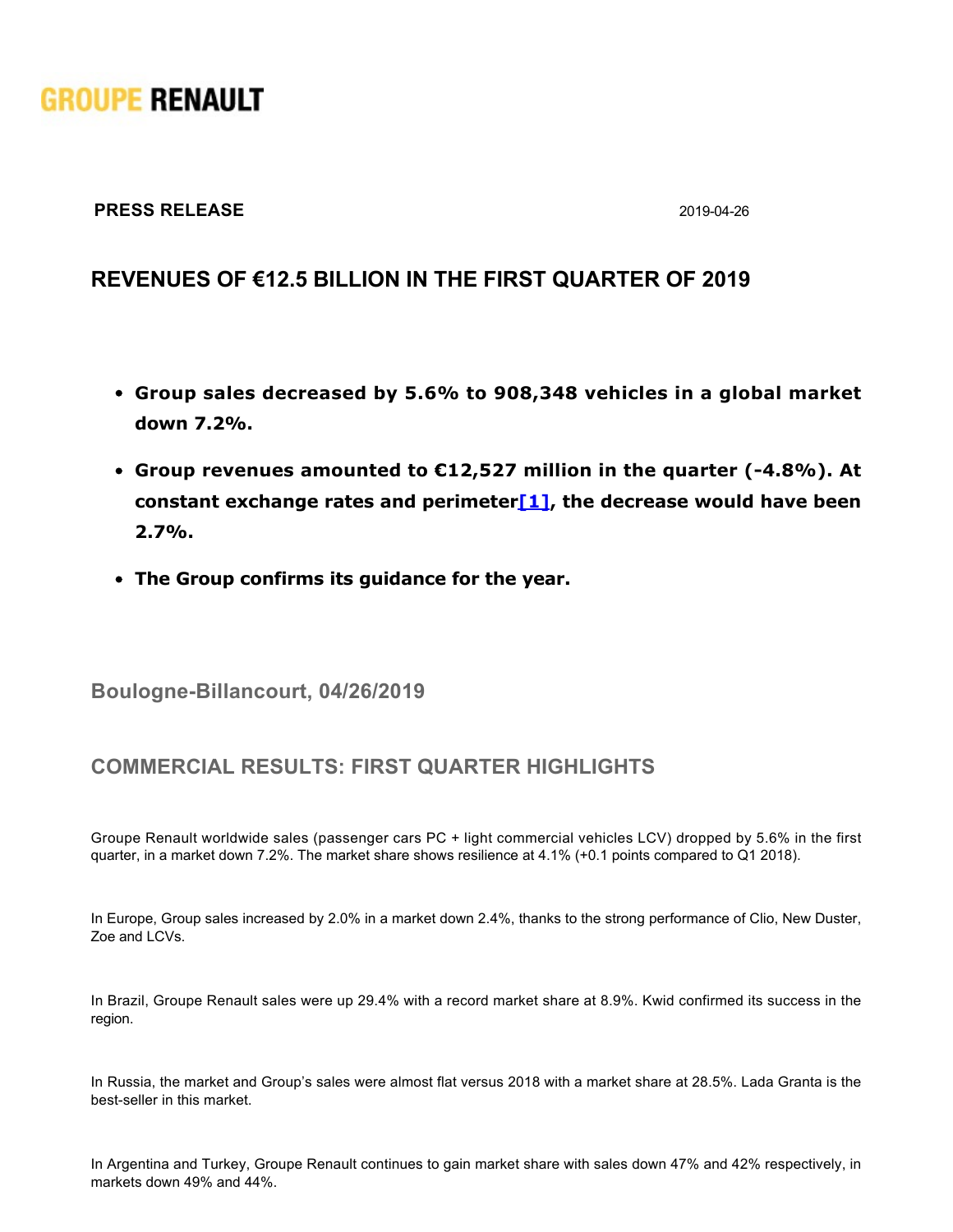**GROUPE RENAULT**

**PRESS RELEASE** 2019-04-26

# REVENUES OF €12.5 BILLION IN THE FIRST QUARTER OF 2019

- **Group sales decreased by 5.6% to 908,348 vehicles in a global market down 7.2%.**
- **Group revenues amounted to €12,527 million in the quarter (-4.8%). At constant exchange rates and perimeter[1], the decrease would have been 2.7%.**
- **The Group confirms its guidance for the year.**

## Boulogne-Billancourt, 04/26/2019

## COMMERCIAL RESULTS: FIRST QUARTER HIGHLIGHTS

Groupe Renault worldwide sales (passenger cars PC + light commercial vehicles LCV) dropped by 5.6% in the first quarter, in a market down 7.2%. The market share shows resilience at 4.1% (+0.1 points compared to Q1 2018).

In Europe, Group sales increased by 2.0% in a market down 2.4%, thanks to the strong performance of Clio, New Duster, Zoe and LCVs.

In Brazil, Groupe Renault sales were up 29.4% with a record market share at 8.9%. Kwid confirmed its success in the region.

In Russia, the market and Group's sales were almost flat versus 2018 with a market share at 28.5%. Lada Granta is the best-seller in this market.

In Argentina and Turkey, Groupe Renault continues to gain market share with sales down 47% and 42% respectively, in markets down 49% and 44%.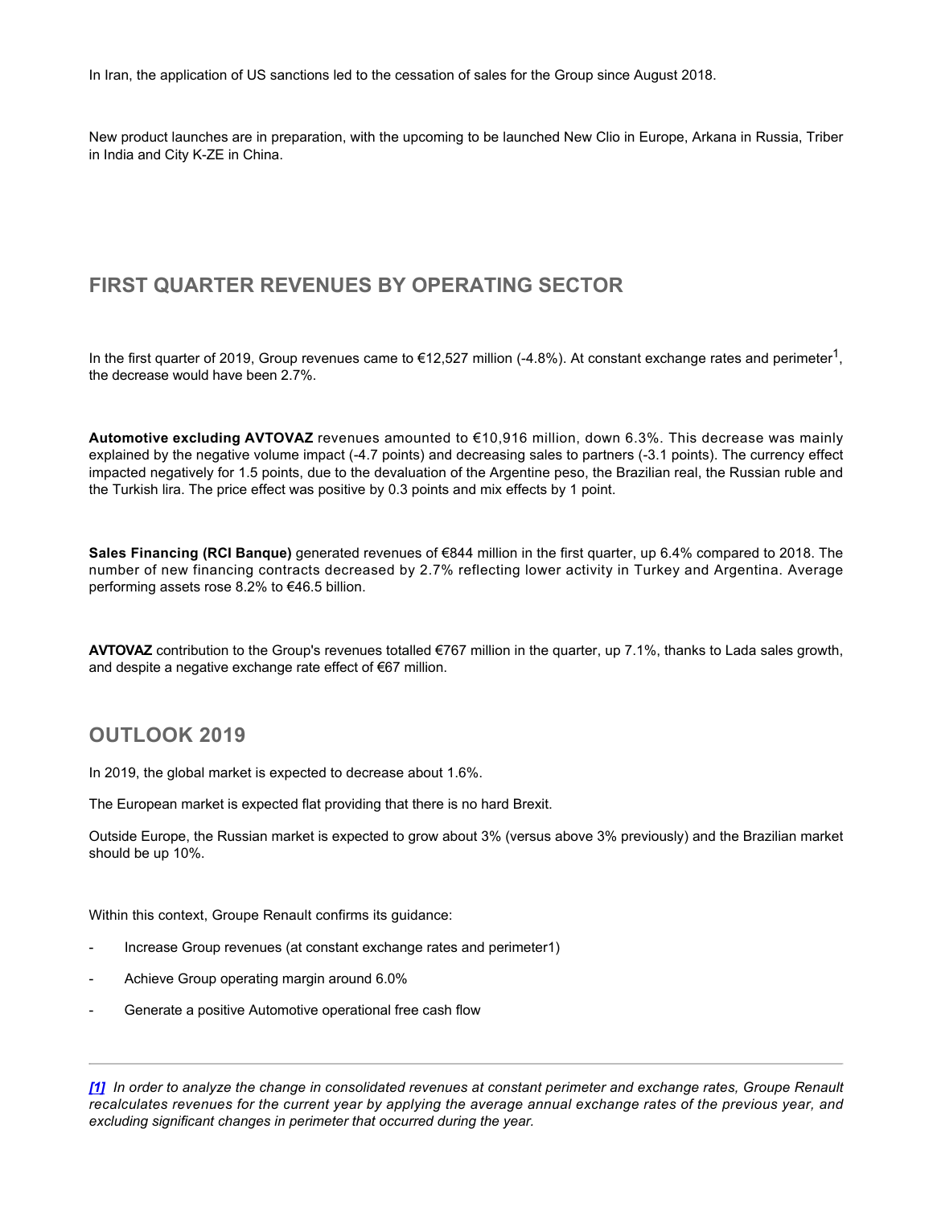In Iran, the application of US sanctions led to the cessation of sales for the Group since August 2018.

New product launches are in preparation, with the upcoming to be launched New Clio in Europe, Arkana in Russia, Triber in India and City K-ZE in China.

## FIRST QUARTER REVENUES BY OPERATING SECTOR

In the first quarter of 2019, Group revenues came to €12,527 million (-4.8%). At constant exchange rates and perimeter[1], the decrease would have been 2.7%.

**Automotive excluding AVTOVAZ** revenues amounted to €10,916 million, down 6.3%. This decrease was mainly explained by the negative volume impact (-4.7 points) and decreasing sales to partners (-3.1 points). The currency effect impacted negatively for 1.5 points, due to the devaluation of the Argentine peso, the Brazilian real, the Russian ruble and the Turkish lira. The price effect was positive by 0.3 points and mix effects by 1 point.

**Sales Financing (RCI Banque)** generated revenues of €844 million in the first quarter, up 6.4% compared to 2018. The number of new financing contracts decreased by 2.7% reflecting lower activity in Turkey and Argentina. Average performing assets rose 8.2% to €46.5 billion.

**AVTOVAZ** contribution to the Group's revenues totalled €767 million in the quarter, up 7.1%, thanks to Lada sales growth, and despite a negative exchange rate effect of €67 million.

## OUTLOOK 2019

In 2019, the global market is expected to decrease about 1.6%.

The European market is expected flat providing that there is no hard Brexit.

Outside Europe, the Russian market is expected to grow about 3% (versus above 3% previously) and the Brazilian market should be up 10%.

Within this context, Groupe Renault confirms its guidance:

- Increase Group revenues (at constant exchange rates and perimeter1)
- Achieve Group operating margin around 6.0%
- Generate a positive Automotive operational free cash flow

---

*[1] In order to analyze the change in consolidated revenues at constant perimeter and exchange rates, Groupe Renault recalculates revenues for the current year by applying the average annual exchange rates of the previous year, and excluding significant changes in perimeter that occurred during the year.*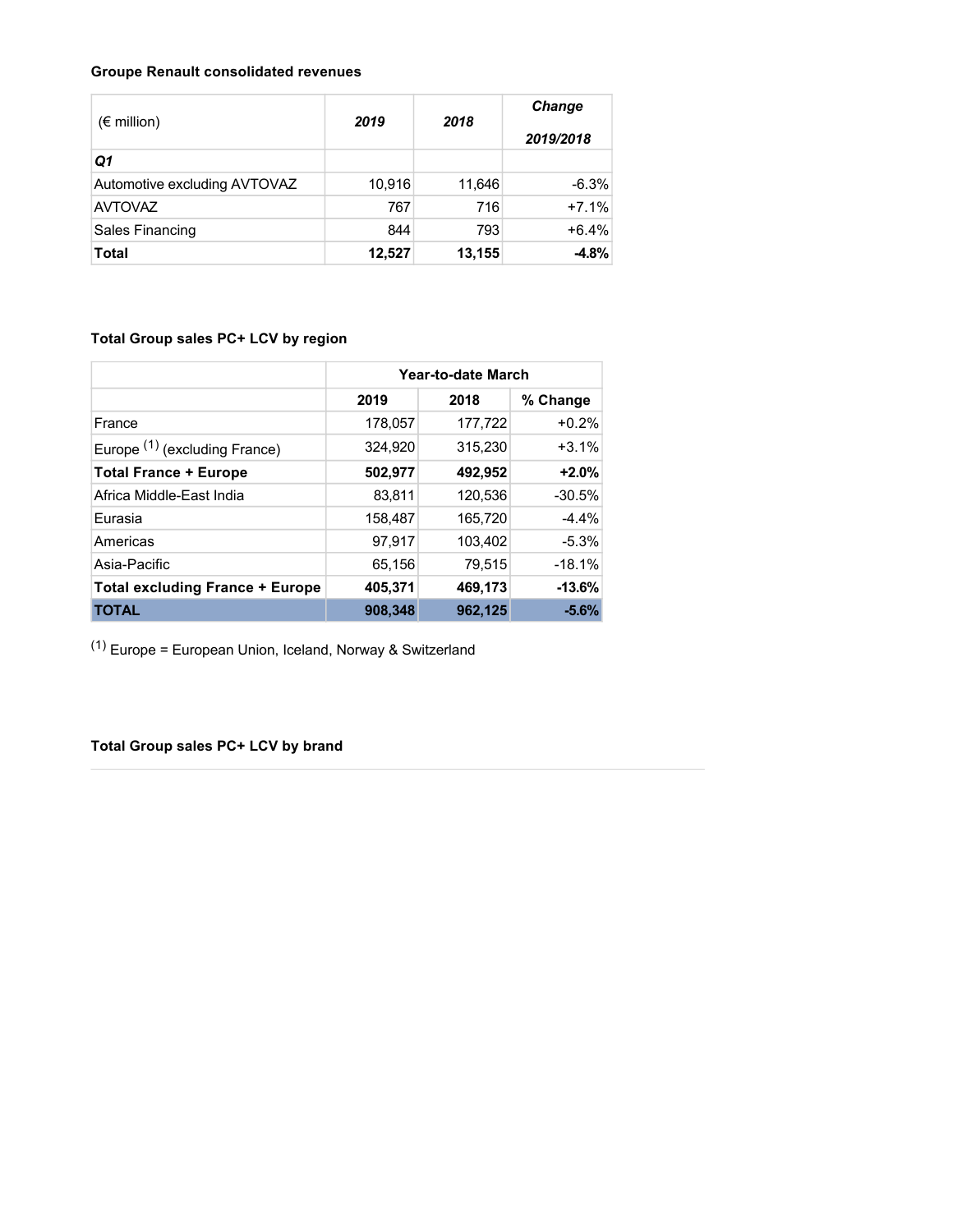**Groupe Renault consolidated revenues**

| (€ million) | *2019* | *2018* | *Change 2019/2018* |
|---|---|---|---|
| ***Q1*** | | | |
| Automotive excluding AVTOVAZ | 10,916 | 11,646 | -6.3% |
| AVTOVAZ | 767 | 716 | +7.1% |
| Sales Financing | 844 | 793 | +6.4% |
| **Total** | **12,527** | **13,155** | **-4.8%** |

**Total Group sales PC+ LCV by region**

| | Year-to-date March | | |
|---|---|---|---|
| | 2019 | 2018 | % Change |
| France | 178,057 | 177,722 | +0.2% |
| Europe [1] (excluding France) | 324,920 | 315,230 | +3.1% |
| **Total France + Europe** | **502,977** | **492,952** | **+2.0%** |
| Africa Middle-East India | 83,811 | 120,536 | -30.5% |
| Eurasia | 158,487 | 165,720 | -4.4% |
| Americas | 97,917 | 103,402 | -5.3% |
| Asia-Pacific | 65,156 | 79,515 | -18.1% |
| **Total excluding France + Europe** | **405,371** | **469,173** | **-13.6%** |
| **TOTAL** | **908,348** | **962,125** | **-5.6%** |

[1] Europe = European Union, Iceland, Norway & Switzerland

**Total Group sales PC+ LCV by brand**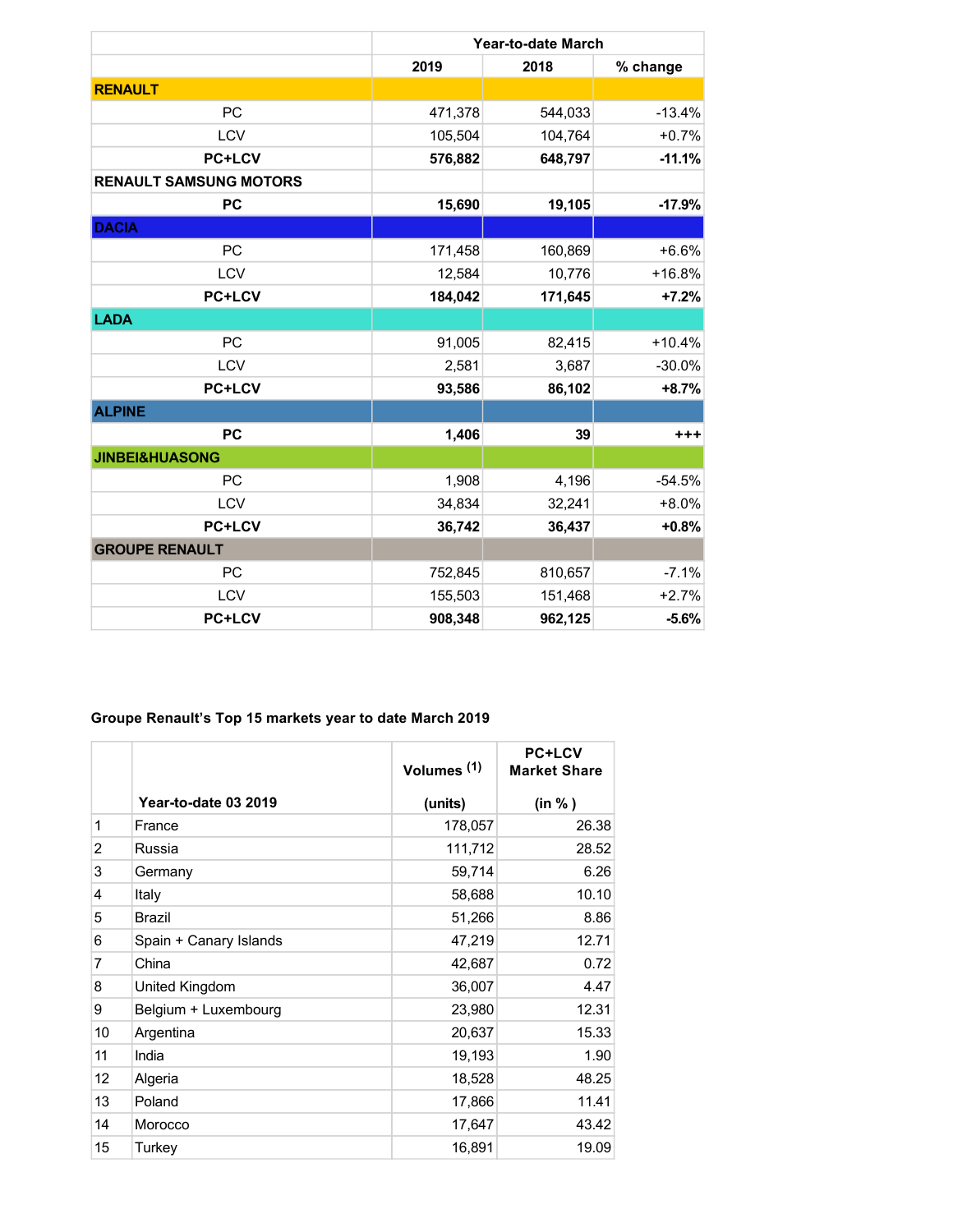| | Year-to-date March | | |
|---|---|---|---|
| | **2019** | **2018** | **% change** |
| **RENAULT** | | | |
| PC | 471,378 | 544,033 | -13.4% |
| LCV | 105,504 | 104,764 | +0.7% |
| **PC+LCV** | **576,882** | **648,797** | **-11.1%** |
| **RENAULT SAMSUNG MOTORS** | | | |
| **PC** | **15,690** | **19,105** | **-17.9%** |
| **DACIA** | | | |
| PC | 171,458 | 160,869 | +6.6% |
| LCV | 12,584 | 10,776 | +16.8% |
| **PC+LCV** | **184,042** | **171,645** | **+7.2%** |
| **LADA** | | | |
| PC | 91,005 | 82,415 | +10.4% |
| LCV | 2,581 | 3,687 | -30.0% |
| **PC+LCV** | **93,586** | **86,102** | **+8.7%** |
| **ALPINE** | | | |
| **PC** | **1,406** | **39** | **+++** |
| **JINBEI&HUASONG** | | | |
| PC | 1,908 | 4,196 | -54.5% |
| LCV | 34,834 | 32,241 | +8.0% |
| **PC+LCV** | **36,742** | **36,437** | **+0.8%** |
| **GROUPE RENAULT** | | | |
| PC | 752,845 | 810,657 | -7.1% |
| LCV | 155,503 | 151,468 | +2.7% |
| **PC+LCV** | **908,348** | **962,125** | **-5.6%** |

**Groupe Renault's Top 15 markets year to date March 2019**

| | **Year-to-date 03 2019** | **Volumes [1] (units)** | **PC+LCV Market Share (in % )** |
|---|---|---|---|
| 1 | France | 178,057 | 26.38 |
| 2 | Russia | 111,712 | 28.52 |
| 3 | Germany | 59,714 | 6.26 |
| 4 | Italy | 58,688 | 10.10 |
| 5 | Brazil | 51,266 | 8.86 |
| 6 | Spain + Canary Islands | 47,219 | 12.71 |
| 7 | China | 42,687 | 0.72 |
| 8 | United Kingdom | 36,007 | 4.47 |
| 9 | Belgium + Luxembourg | 23,980 | 12.31 |
| 10 | Argentina | 20,637 | 15.33 |
| 11 | India | 19,193 | 1.90 |
| 12 | Algeria | 18,528 | 48.25 |
| 13 | Poland | 17,866 | 11.41 |
| 14 | Morocco | 17,647 | 43.42 |
| 15 | Turkey | 16,891 | 19.09 |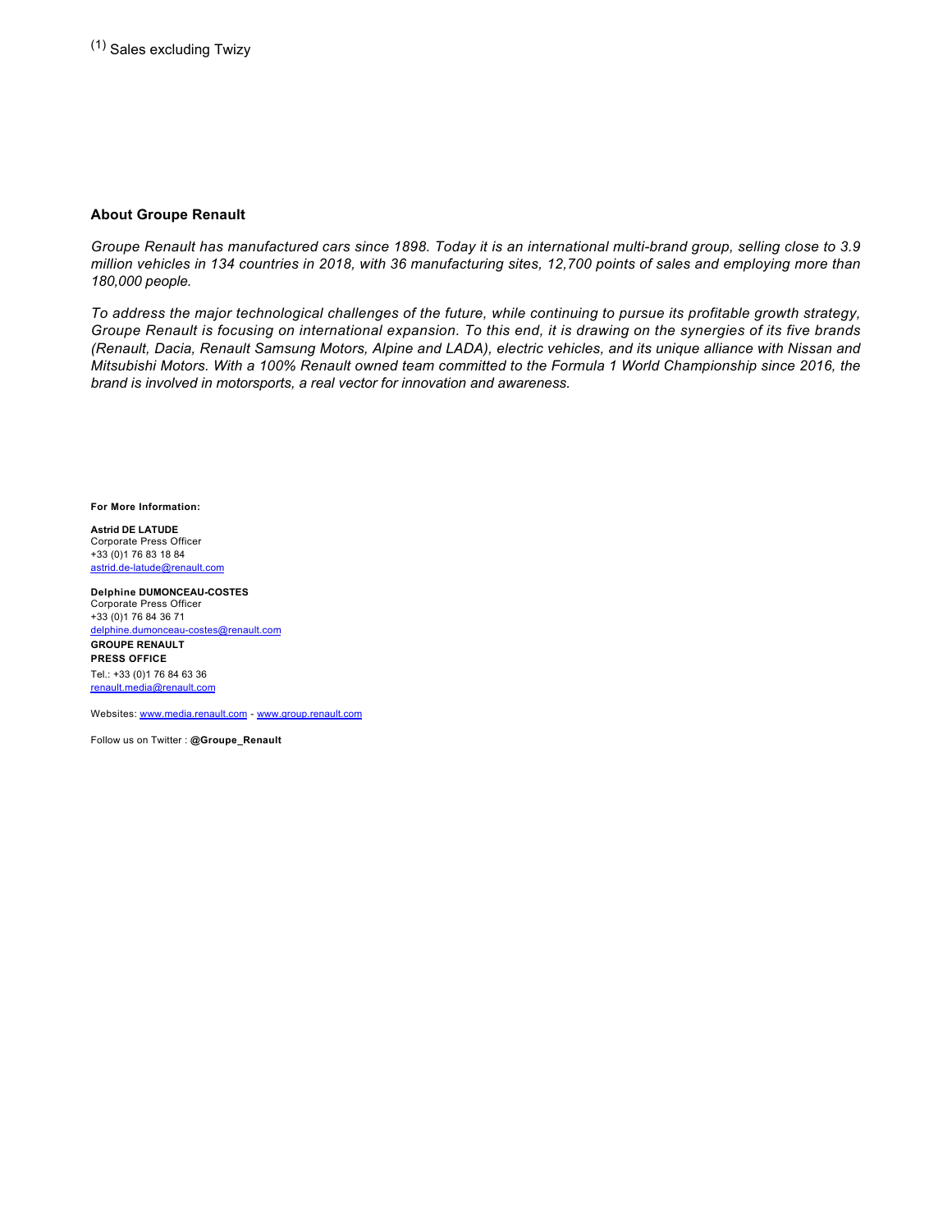[1] Sales excluding Twizy

**About Groupe Renault**

*Groupe Renault has manufactured cars since 1898. Today it is an international multi-brand group, selling close to 3.9 million vehicles in 134 countries in 2018, with 36 manufacturing sites, 12,700 points of sales and employing more than 180,000 people.*

*To address the major technological challenges of the future, while continuing to pursue its profitable growth strategy, Groupe Renault is focusing on international expansion. To this end, it is drawing on the synergies of its five brands (Renault, Dacia, Renault Samsung Motors, Alpine and LADA), electric vehicles, and its unique alliance with Nissan and Mitsubishi Motors. With a 100% Renault owned team committed to the Formula 1 World Championship since 2016, the brand is involved in motorsports, a real vector for innovation and awareness.*

**For More Information:**

**Astrid DE LATUDE**
Corporate Press Officer
+33 (0)1 76 83 18 84
astrid.de-latude@renault.com

**Delphine DUMONCEAU-COSTES**
Corporate Press Officer
+33 (0)1 76 84 36 71
delphine.dumonceau-costes@renault.com

**GROUPE RENAULT**
**PRESS OFFICE**
Tel.: +33 (0)1 76 84 63 36
renault.media@renault.com

Websites: www.media.renault.com - www.group.renault.com

Follow us on Twitter : **@Groupe_Renault**